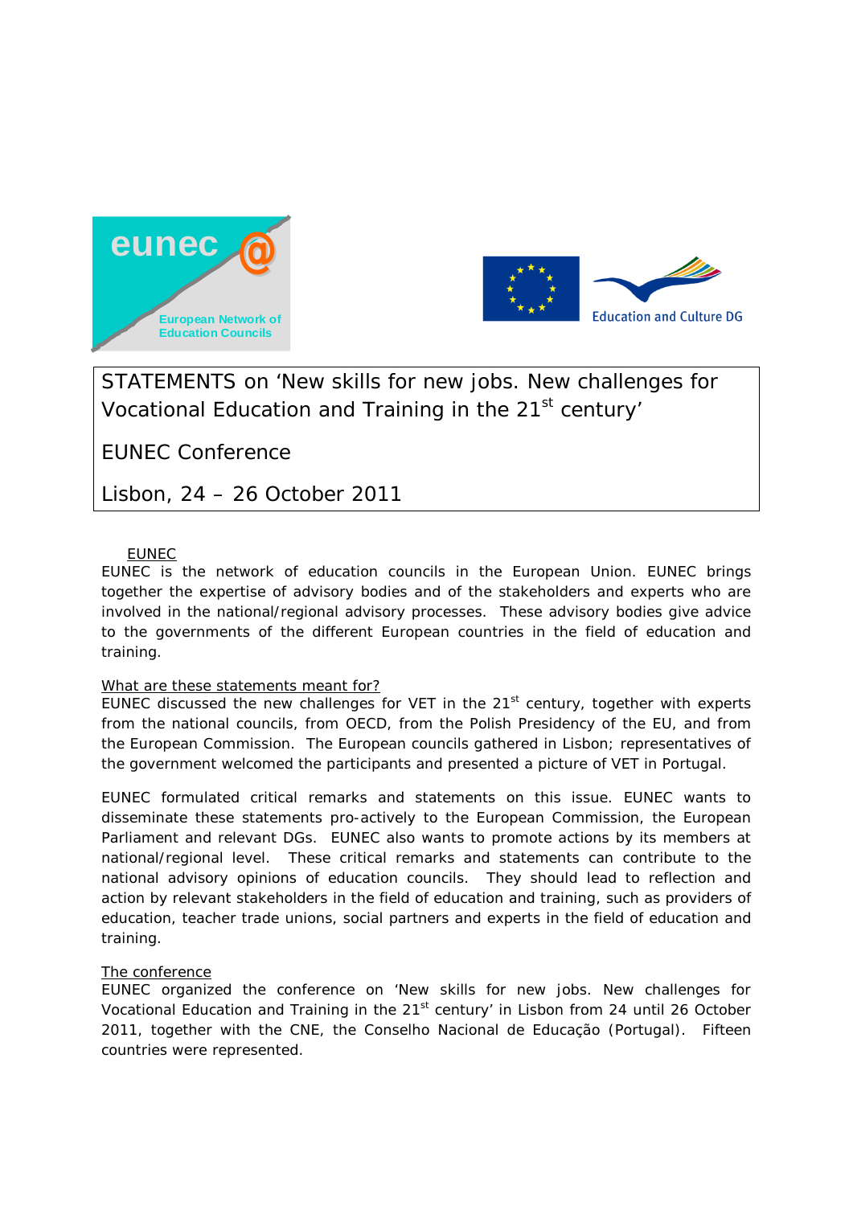# STATEMENTS on 'New skills for new jobs. New challenges for Vocational Education and Training in the 21st century'

## EUNEC Conference

## Lisbon, 24 – 26 October 2011

EUNEC

EUNEC is the network of education councils in the European Union. EUNEC brings together the expertise of advisory bodies and of the stakeholders and experts who are involved in the national/regional advisory processes. These advisory bodies give advice to the governments of the different European countries in the field of education and training.

What are these statements meant for?

EUNEC discussed the new challenges for VET in the 21st century, together with experts from the national councils, from OECD, from the Polish Presidency of the EU, and from the European Commission. The European councils gathered in Lisbon; representatives of the government welcomed the participants and presented a picture of VET in Portugal.

EUNEC formulated critical remarks and statements on this issue. EUNEC wants to disseminate these statements pro-actively to the European Commission, the European Parliament and relevant DGs. EUNEC also wants to promote actions by its members at national/regional level. These critical remarks and statements can contribute to the national advisory opinions of education councils. They should lead to reflection and action by relevant stakeholders in the field of education and training, such as providers of education, teacher trade unions, social partners and experts in the field of education and training.

The conference

EUNEC organized the conference on 'New skills for new jobs. New challenges for Vocational Education and Training in the 21st century' in Lisbon from 24 until 26 October 2011, together with the CNE, the Conselho Nacional de Educação (Portugal). Fifteen countries were represented.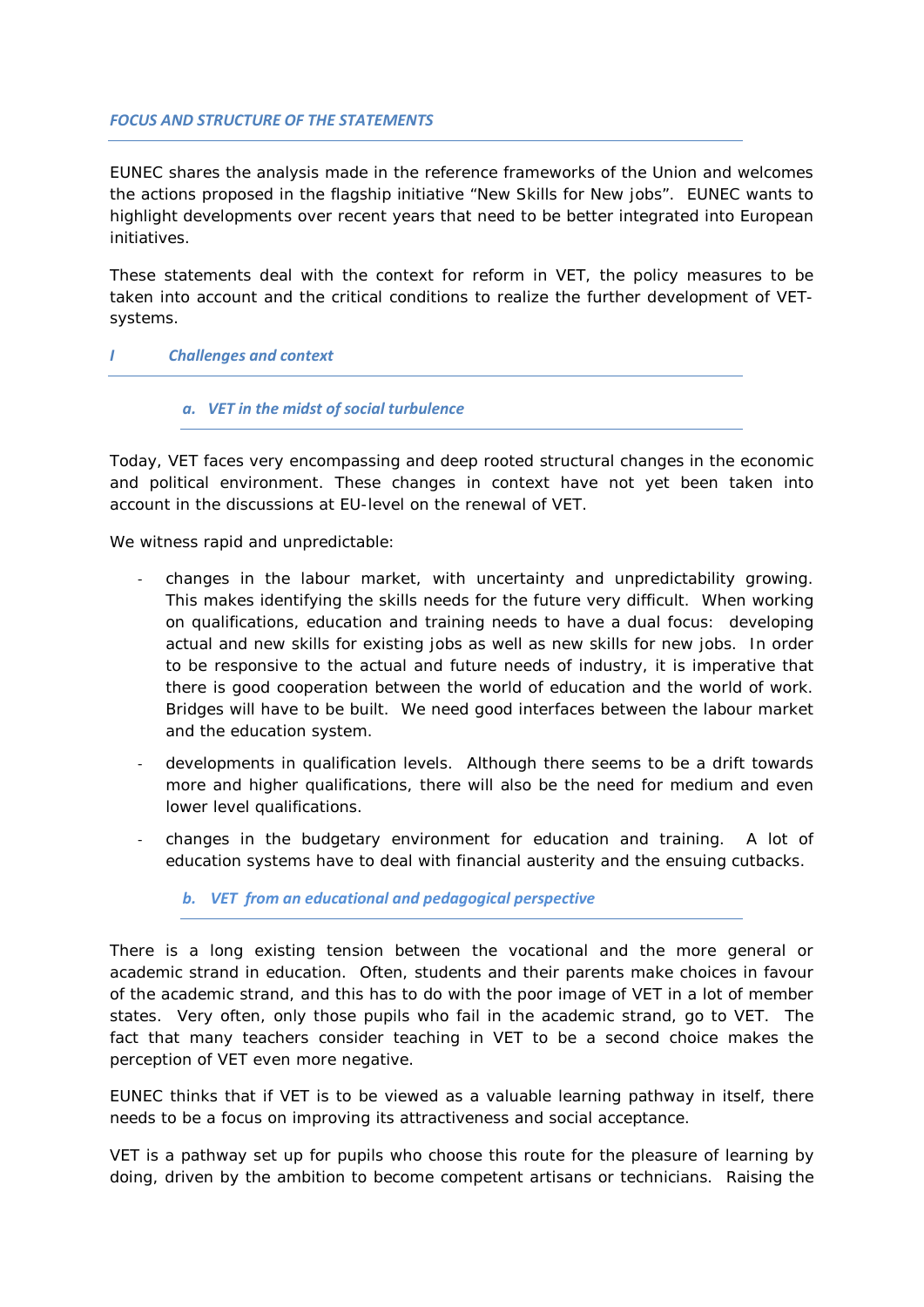## *FOCUS AND STRUCTURE OF THE STATEMENTS*

EUNEC shares the analysis made in the reference frameworks of the Union and welcomes the actions proposed in the flagship initiative "New Skills for New jobs". EUNEC wants to highlight developments over recent years that need to be better integrated into European initiatives.

These statements deal with the context for reform in VET, the policy measures to be taken into account and the critical conditions to realize the further development of VET-systems.

## *I Challenges and context*

### *a. VET in the midst of social turbulence*

Today, VET faces very encompassing and deep rooted structural changes in the economic and political environment. These changes in context have not yet been taken into account in the discussions at EU-level on the renewal of VET.

We witness rapid and unpredictable:

- changes in the labour market, with uncertainty and unpredictability growing. This makes identifying the skills needs for the future very difficult. When working on qualifications, education and training needs to have a dual focus: developing actual and new skills for existing jobs as well as new skills for new jobs. In order to be responsive to the actual and future needs of industry, it is imperative that there is good cooperation between the world of education and the world of work. Bridges will have to be built. We need good interfaces between the labour market and the education system.
- developments in qualification levels. Although there seems to be a drift towards more and higher qualifications, there will also be the need for medium and even lower level qualifications.
- changes in the budgetary environment for education and training. A lot of education systems have to deal with financial austerity and the ensuing cutbacks.

### *b. VET from an educational and pedagogical perspective*

There is a long existing tension between the vocational and the more general or academic strand in education. Often, students and their parents make choices in favour of the academic strand, and this has to do with the poor image of VET in a lot of member states. Very often, only those pupils who fail in the academic strand, go to VET. The fact that many teachers consider teaching in VET to be a second choice makes the perception of VET even more negative.

EUNEC thinks that if VET is to be viewed as a valuable learning pathway in itself, there needs to be a focus on improving its attractiveness and social acceptance.

VET is a pathway set up for pupils who choose this route for the pleasure of learning by doing, driven by the ambition to become competent artisans or technicians. Raising the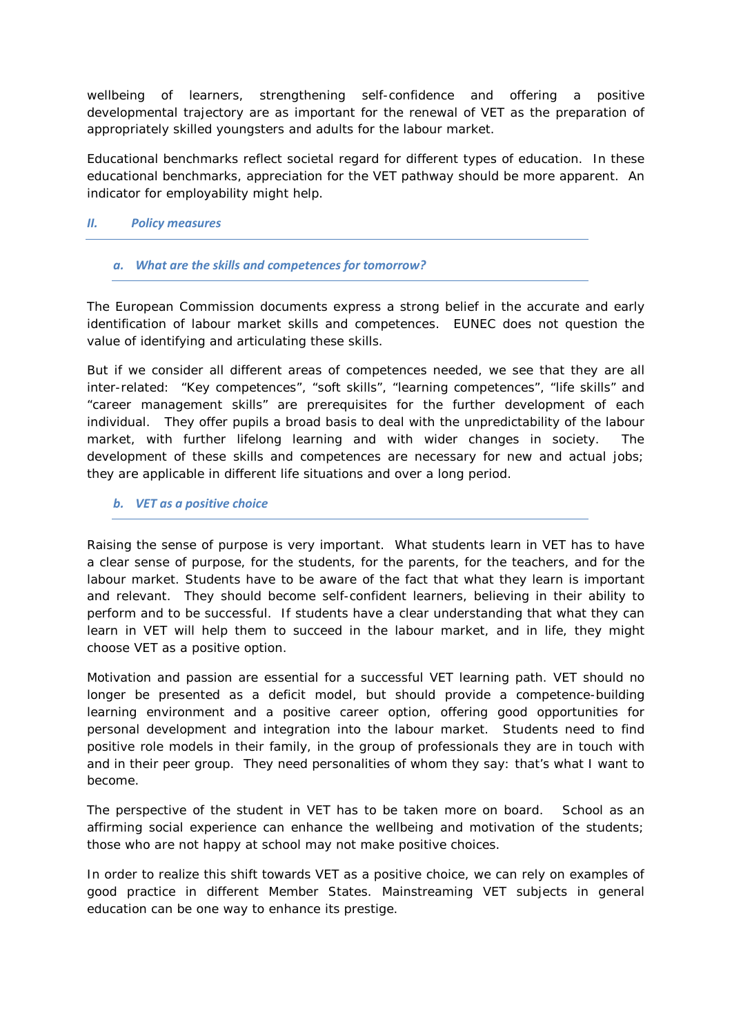wellbeing of learners, strengthening self-confidence and offering a positive developmental trajectory are as important for the renewal of VET as the preparation of appropriately skilled youngsters and adults for the labour market.

Educational benchmarks reflect societal regard for different types of education. In these educational benchmarks, appreciation for the VET pathway should be more apparent. An indicator for employability might help.

## *II. Policy measures*

### *a. What are the skills and competences for tomorrow?*

The European Commission documents express a strong belief in the accurate and early identification of labour market skills and competences. EUNEC does not question the value of identifying and articulating these skills.

But if we consider all different areas of competences needed, we see that they are all inter-related: "Key competences", "soft skills", "learning competences", "life skills" and "career management skills" are prerequisites for the further development of each individual. They offer pupils a broad basis to deal with the unpredictability of the labour market, with further lifelong learning and with wider changes in society. The development of these skills and competences are necessary for new and actual jobs; they are applicable in different life situations and over a long period.

### *b. VET as a positive choice*

Raising the sense of purpose is very important. What students learn in VET has to have a clear sense of purpose, for the students, for the parents, for the teachers, and for the labour market. Students have to be aware of the fact that what they learn is important and relevant. They should become self-confident learners, believing in their ability to perform and to be successful. If students have a clear understanding that what they can learn in VET will help them to succeed in the labour market, and in life, they might choose VET as a positive option.

Motivation and passion are essential for a successful VET learning path. VET should no longer be presented as a deficit model, but should provide a competence-building learning environment and a positive career option, offering good opportunities for personal development and integration into the labour market. Students need to find positive role models in their family, in the group of professionals they are in touch with and in their peer group. They need personalities of whom they say: that's what I want to become.

The perspective of the student in VET has to be taken more on board. School as an affirming social experience can enhance the wellbeing and motivation of the students; those who are not happy at school may not make positive choices.

In order to realize this shift towards VET as a positive choice, we can rely on examples of good practice in different Member States. Mainstreaming VET subjects in general education can be one way to enhance its prestige.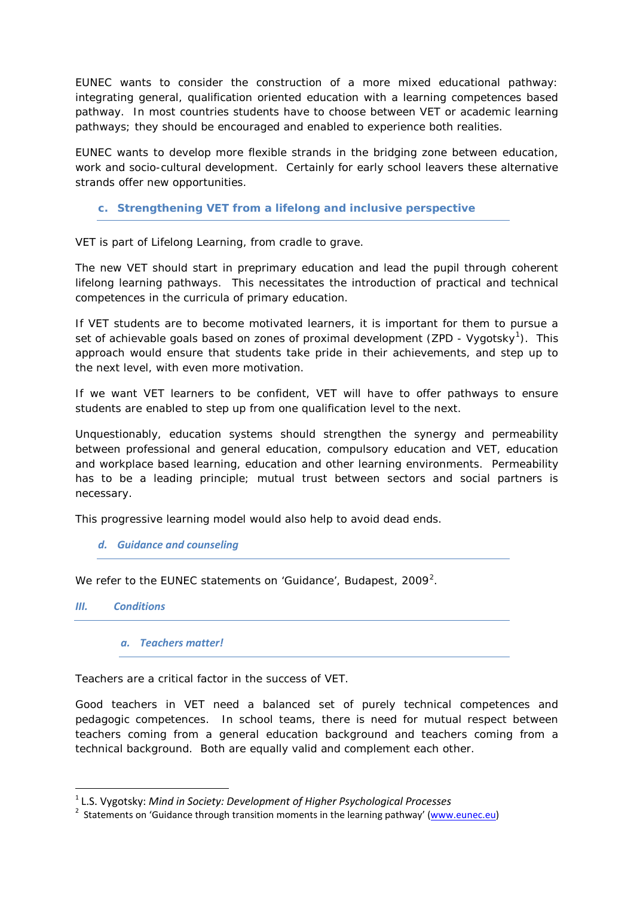EUNEC wants to consider the construction of a more mixed educational pathway: integrating general, qualification oriented education with a learning competences based pathway. In most countries students have to choose between VET or academic learning pathways; they should be encouraged and enabled to experience both realities.

EUNEC wants to develop more flexible strands in the bridging zone between education, work and socio-cultural development. Certainly for early school leavers these alternative strands offer new opportunities.

### c. Strengthening VET from a lifelong and inclusive perspective

VET is part of Lifelong Learning, from cradle to grave.

The new VET should start in preprimary education and lead the pupil through coherent lifelong learning pathways. This necessitates the introduction of practical and technical competences in the curricula of primary education.

If VET students are to become motivated learners, it is important for them to pursue a set of achievable goals based on zones of proximal development (ZPD - Vygotsky[1]). This approach would ensure that students take pride in their achievements, and step up to the next level, with even more motivation.

If we want VET learners to be confident, VET will have to offer pathways to ensure students are enabled to step up from one qualification level to the next.

Unquestionably, education systems should strengthen the synergy and permeability between professional and general education, compulsory education and VET, education and workplace based learning, education and other learning environments. Permeability has to be a leading principle; mutual trust between sectors and social partners is necessary.

This progressive learning model would also help to avoid dead ends.

### *d. Guidance and counseling*

We refer to the EUNEC statements on 'Guidance', Budapest, 2009[2].

## *III. Conditions*

### *a. Teachers matter!*

Teachers are a critical factor in the success of VET.

Good teachers in VET need a balanced set of purely technical competences and pedagogic competences. In school teams, there is need for mutual respect between teachers coming from a general education background and teachers coming from a technical background. Both are equally valid and complement each other.

---

[1] L.S. Vygotsky: *Mind in Society: Development of Higher Psychological Processes*

[2] Statements on 'Guidance through transition moments in the learning pathway' (www.eunec.eu)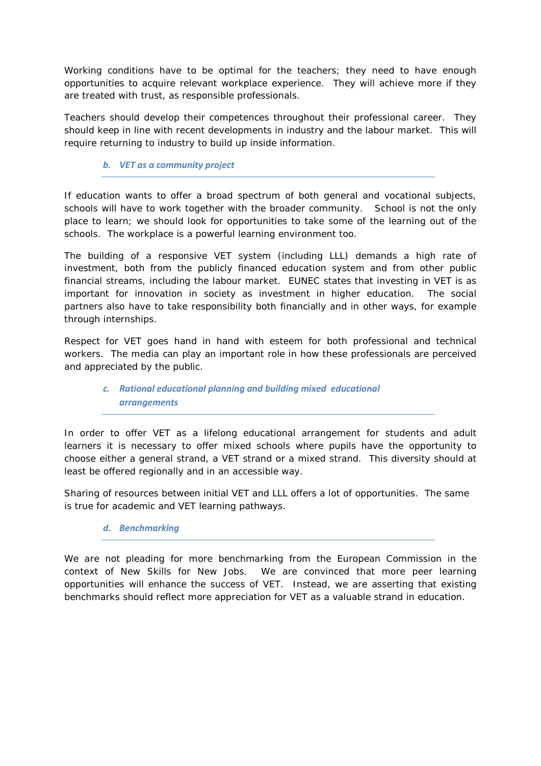Working conditions have to be optimal for the teachers; they need to have enough opportunities to acquire relevant workplace experience. They will achieve more if they are treated with trust, as responsible professionals.

Teachers should develop their competences throughout their professional career. They should keep in line with recent developments in industry and the labour market. This will require returning to industry to build up inside information.

### *b. VET as a community project*

If education wants to offer a broad spectrum of both general and vocational subjects, schools will have to work together with the broader community. School is not the only place to learn; we should look for opportunities to take some of the learning out of the schools. The workplace is a powerful learning environment too.

The building of a responsive VET system (including LLL) demands a high rate of investment, both from the publicly financed education system and from other public financial streams, including the labour market. EUNEC states that investing in VET is as important for innovation in society as investment in higher education. The social partners also have to take responsibility both financially and in other ways, for example through internships.

Respect for VET goes hand in hand with esteem for both professional and technical workers. The media can play an important role in how these professionals are perceived and appreciated by the public.

### *c. Rational educational planning and building mixed educational arrangements*

In order to offer VET as a lifelong educational arrangement for students and adult learners it is necessary to offer mixed schools where pupils have the opportunity to choose either a general strand, a VET strand or a mixed strand. This diversity should at least be offered regionally and in an accessible way.

Sharing of resources between initial VET and LLL offers a lot of opportunities. The same is true for academic and VET learning pathways.

### *d. Benchmarking*

We are not pleading for more benchmarking from the European Commission in the context of New Skills for New Jobs. We are convinced that more peer learning opportunities will enhance the success of VET. Instead, we are asserting that existing benchmarks should reflect more appreciation for VET as a valuable strand in education.